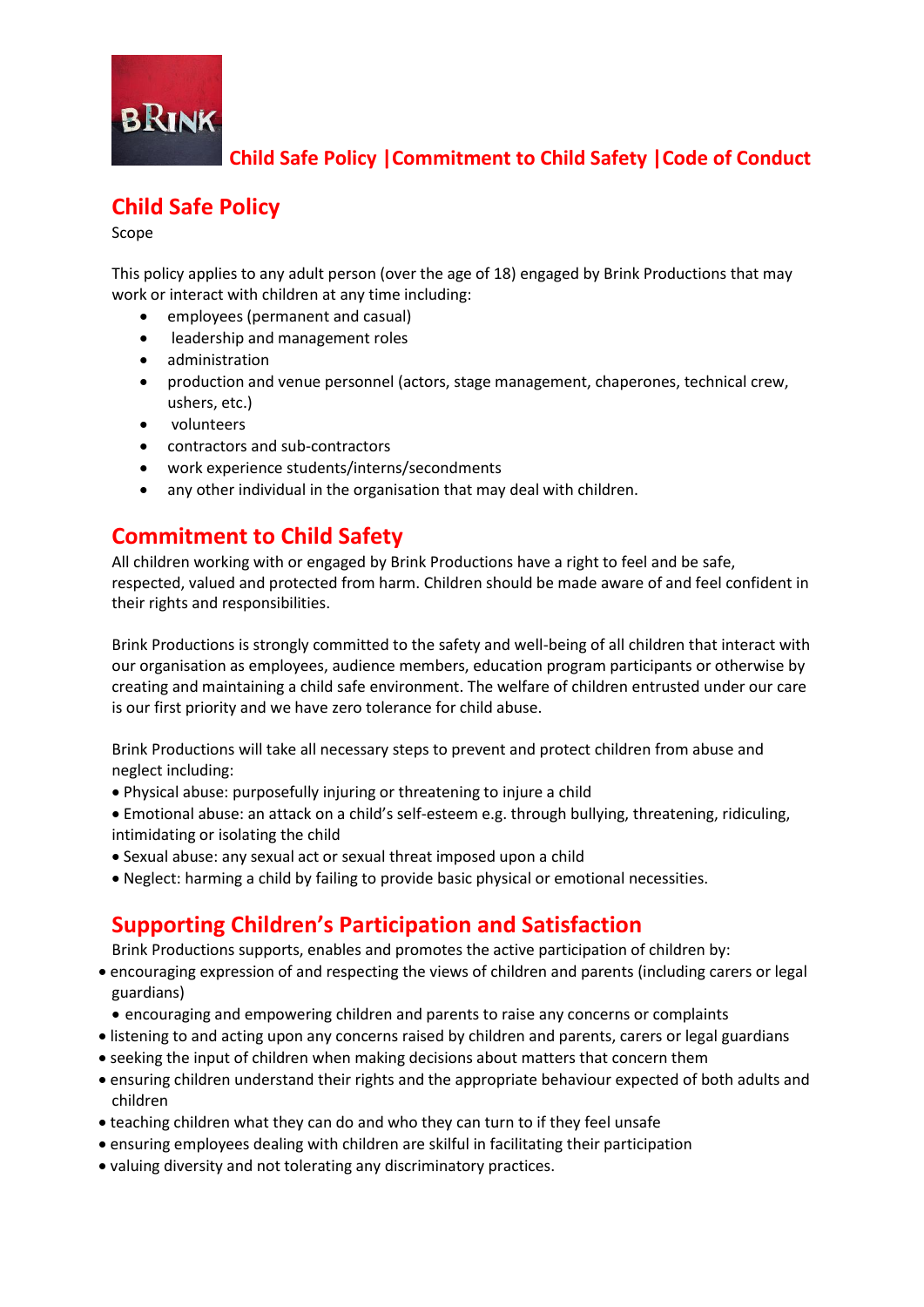Child Safe Policy |Commitment to Child Safety |Code of Conduct

## Child Safe Policy

Scope

This policy applies to any adult person (over the age of 18) engaged by Brink Productions that may work or interact with children at any time including:

- employees (permanent and casual)
- leadership and management roles
- administration
- production and venue personnel (actors, stage management, chaperones, technical crew, ushers, etc.)
- volunteers
- contractors and sub-contractors
- work experience students/interns/secondments
- any other individual in the organisation that may deal with children.

## Commitment to Child Safety

All children working with or engaged by Brink Productions have a right to feel and be safe, respected, valued and protected from harm. Children should be made aware of and feel confident in their rights and responsibilities.

Brink Productions is strongly committed to the safety and well-being of all children that interact with our organisation as employees, audience members, education program participants or otherwise by creating and maintaining a child safe environment. The welfare of children entrusted under our care is our first priority and we have zero tolerance for child abuse.

Brink Productions will take all necessary steps to prevent and protect children from abuse and neglect including:

- Physical abuse: purposefully injuring or threatening to injure a child
- Emotional abuse: an attack on a child's self-esteem e.g. through bullying, threatening, ridiculing, intimidating or isolating the child
- Sexual abuse: any sexual act or sexual threat imposed upon a child
- Neglect: harming a child by failing to provide basic physical or emotional necessities.

## Supporting Children's Participation and Satisfaction

Brink Productions supports, enables and promotes the active participation of children by:

- encouraging expression of and respecting the views of children and parents (including carers or legal guardians)
- encouraging and empowering children and parents to raise any concerns or complaints
- listening to and acting upon any concerns raised by children and parents, carers or legal guardians
- seeking the input of children when making decisions about matters that concern them
- ensuring children understand their rights and the appropriate behaviour expected of both adults and children
- teaching children what they can do and who they can turn to if they feel unsafe
- ensuring employees dealing with children are skilful in facilitating their participation
- valuing diversity and not tolerating any discriminatory practices.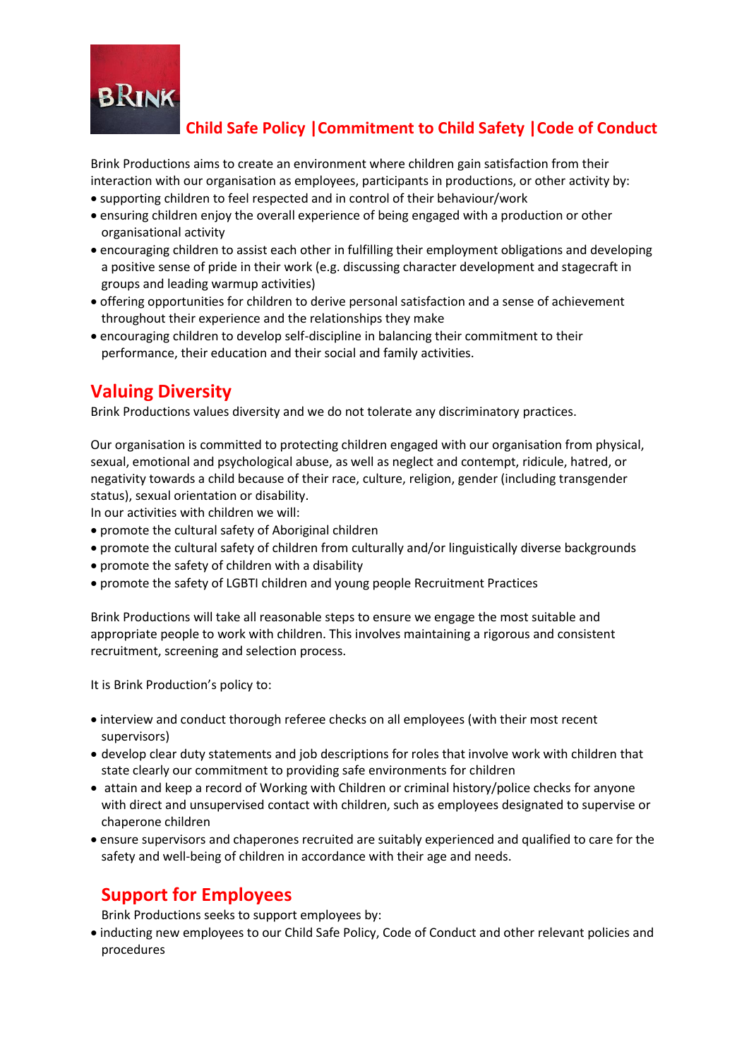**Child Safe Policy |Commitment to Child Safety |Code of Conduct**

Brink Productions aims to create an environment where children gain satisfaction from their interaction with our organisation as employees, participants in productions, or other activity by:

- supporting children to feel respected and in control of their behaviour/work
- ensuring children enjoy the overall experience of being engaged with a production or other organisational activity
- encouraging children to assist each other in fulfilling their employment obligations and developing a positive sense of pride in their work (e.g. discussing character development and stagecraft in groups and leading warmup activities)
- offering opportunities for children to derive personal satisfaction and a sense of achievement throughout their experience and the relationships they make
- encouraging children to develop self-discipline in balancing their commitment to their performance, their education and their social and family activities.

## Valuing Diversity

Brink Productions values diversity and we do not tolerate any discriminatory practices.

Our organisation is committed to protecting children engaged with our organisation from physical, sexual, emotional and psychological abuse, as well as neglect and contempt, ridicule, hatred, or negativity towards a child because of their race, culture, religion, gender (including transgender status), sexual orientation or disability.

In our activities with children we will:

- promote the cultural safety of Aboriginal children
- promote the cultural safety of children from culturally and/or linguistically diverse backgrounds
- promote the safety of children with a disability
- promote the safety of LGBTI children and young people Recruitment Practices

Brink Productions will take all reasonable steps to ensure we engage the most suitable and appropriate people to work with children. This involves maintaining a rigorous and consistent recruitment, screening and selection process.

It is Brink Production's policy to:

- interview and conduct thorough referee checks on all employees (with their most recent supervisors)
- develop clear duty statements and job descriptions for roles that involve work with children that state clearly our commitment to providing safe environments for children
- attain and keep a record of Working with Children or criminal history/police checks for anyone with direct and unsupervised contact with children, such as employees designated to supervise or chaperone children
- ensure supervisors and chaperones recruited are suitably experienced and qualified to care for the safety and well-being of children in accordance with their age and needs.

## Support for Employees

Brink Productions seeks to support employees by:

- inducting new employees to our Child Safe Policy, Code of Conduct and other relevant policies and procedures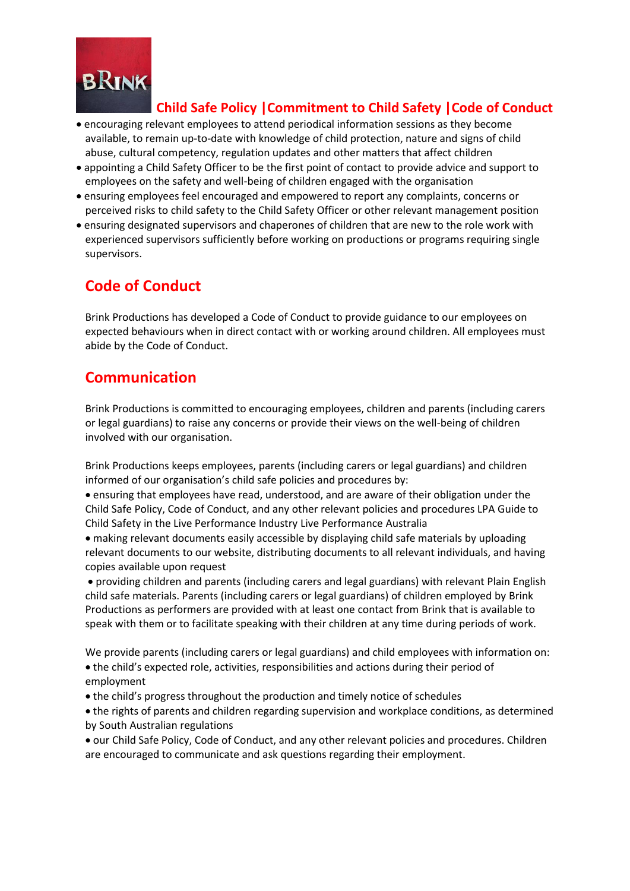- encouraging relevant employees to attend periodical information sessions as they become available, to remain up-to-date with knowledge of child protection, nature and signs of child abuse, cultural competency, regulation updates and other matters that affect children
- appointing a Child Safety Officer to be the first point of contact to provide advice and support to employees on the safety and well-being of children engaged with the organisation
- ensuring employees feel encouraged and empowered to report any complaints, concerns or perceived risks to child safety to the Child Safety Officer or other relevant management position
- ensuring designated supervisors and chaperones of children that are new to the role work with experienced supervisors sufficiently before working on productions or programs requiring single supervisors.

## Code of Conduct

Brink Productions has developed a Code of Conduct to provide guidance to our employees on expected behaviours when in direct contact with or working around children. All employees must abide by the Code of Conduct.

## Communication

Brink Productions is committed to encouraging employees, children and parents (including carers or legal guardians) to raise any concerns or provide their views on the well-being of children involved with our organisation.

Brink Productions keeps employees, parents (including carers or legal guardians) and children informed of our organisation's child safe policies and procedures by:

- ensuring that employees have read, understood, and are aware of their obligation under the Child Safe Policy, Code of Conduct, and any other relevant policies and procedures LPA Guide to Child Safety in the Live Performance Industry Live Performance Australia
- making relevant documents easily accessible by displaying child safe materials by uploading relevant documents to our website, distributing documents to all relevant individuals, and having copies available upon request
- providing children and parents (including carers and legal guardians) with relevant Plain English child safe materials. Parents (including carers or legal guardians) of children employed by Brink Productions as performers are provided with at least one contact from Brink that is available to speak with them or to facilitate speaking with their children at any time during periods of work.

We provide parents (including carers or legal guardians) and child employees with information on:

- the child's expected role, activities, responsibilities and actions during their period of employment
- the child's progress throughout the production and timely notice of schedules
- the rights of parents and children regarding supervision and workplace conditions, as determined by South Australian regulations
- our Child Safe Policy, Code of Conduct, and any other relevant policies and procedures. Children are encouraged to communicate and ask questions regarding their employment.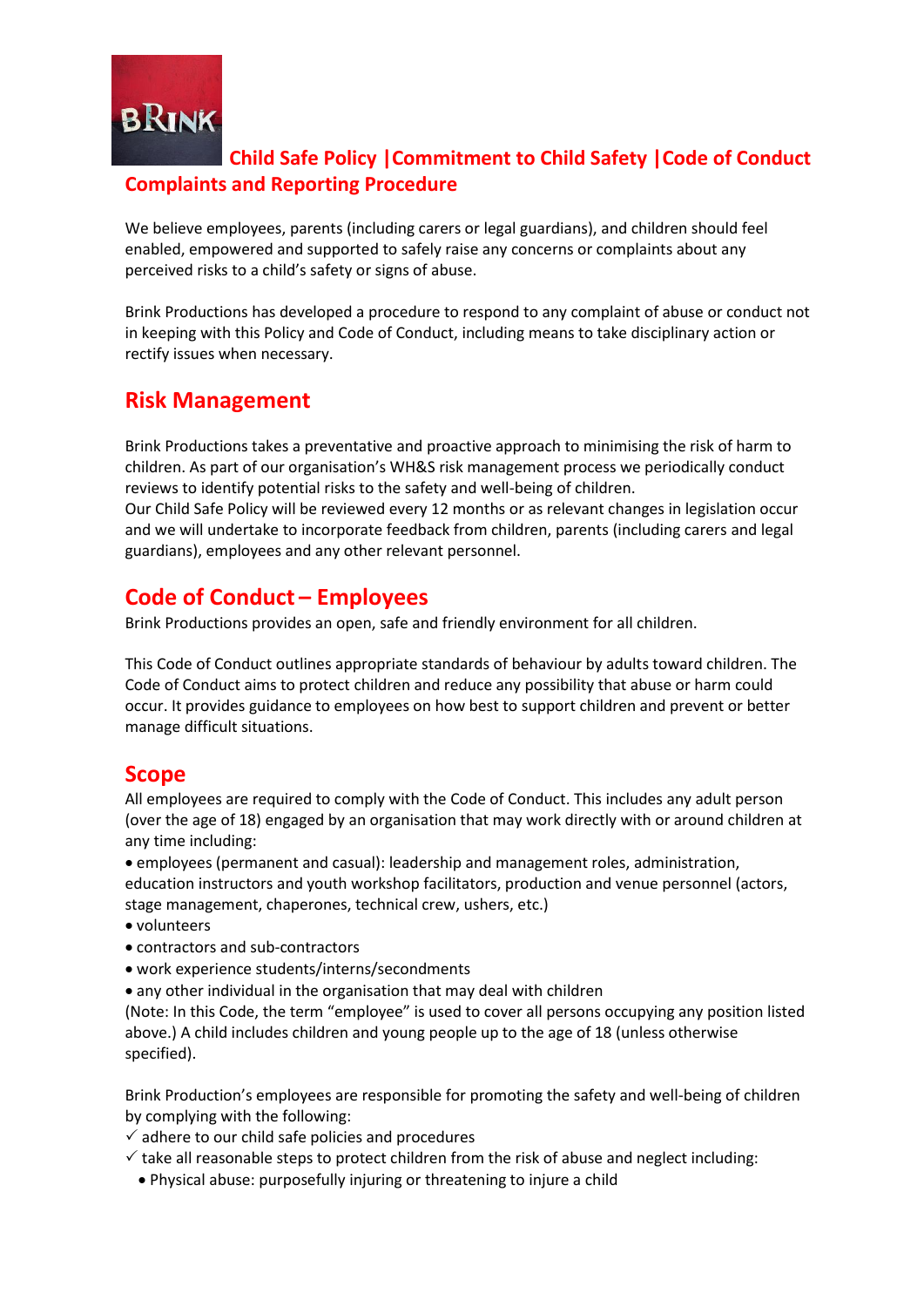## Child Safe Policy |Commitment to Child Safety |Code of Conduct Complaints and Reporting Procedure

We believe employees, parents (including carers or legal guardians), and children should feel enabled, empowered and supported to safely raise any concerns or complaints about any perceived risks to a child's safety or signs of abuse.

Brink Productions has developed a procedure to respond to any complaint of abuse or conduct not in keeping with this Policy and Code of Conduct, including means to take disciplinary action or rectify issues when necessary.

## Risk Management

Brink Productions takes a preventative and proactive approach to minimising the risk of harm to children. As part of our organisation's WH&S risk management process we periodically conduct reviews to identify potential risks to the safety and well-being of children.
Our Child Safe Policy will be reviewed every 12 months or as relevant changes in legislation occur and we will undertake to incorporate feedback from children, parents (including carers and legal guardians), employees and any other relevant personnel.

## Code of Conduct – Employees

Brink Productions provides an open, safe and friendly environment for all children.

This Code of Conduct outlines appropriate standards of behaviour by adults toward children. The Code of Conduct aims to protect children and reduce any possibility that abuse or harm could occur. It provides guidance to employees on how best to support children and prevent or better manage difficult situations.

## Scope

All employees are required to comply with the Code of Conduct. This includes any adult person (over the age of 18) engaged by an organisation that may work directly with or around children at any time including:

- employees (permanent and casual): leadership and management roles, administration, education instructors and youth workshop facilitators, production and venue personnel (actors, stage management, chaperones, technical crew, ushers, etc.)
- volunteers
- contractors and sub-contractors
- work experience students/interns/secondments
- any other individual in the organisation that may deal with children

(Note: In this Code, the term "employee" is used to cover all persons occupying any position listed above.) A child includes children and young people up to the age of 18 (unless otherwise specified).

Brink Production's employees are responsible for promoting the safety and well-being of children by complying with the following:

✓ adhere to our child safe policies and procedures
✓ take all reasonable steps to protect children from the risk of abuse and neglect including:
  - Physical abuse: purposefully injuring or threatening to injure a child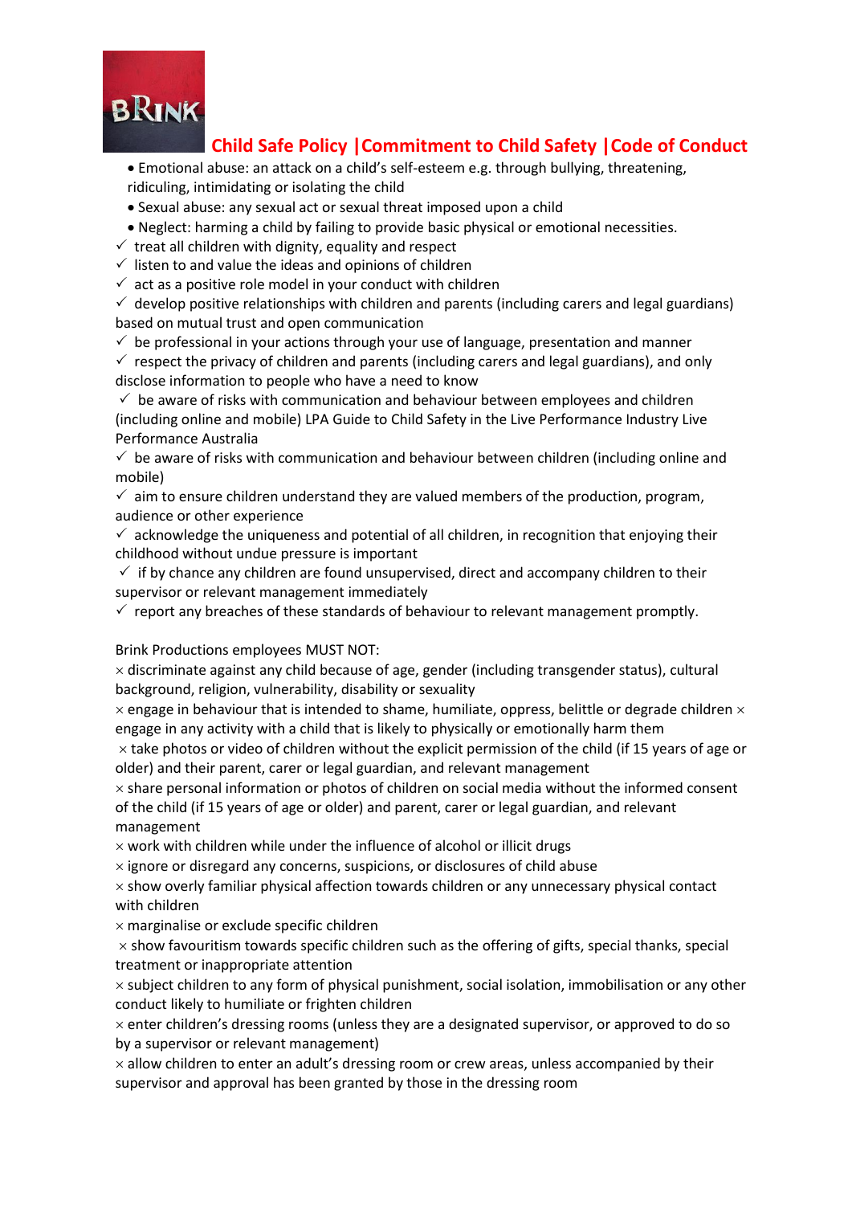- Emotional abuse: an attack on a child's self-esteem e.g. through bullying, threatening, ridiculing, intimidating or isolating the child
- Sexual abuse: any sexual act or sexual threat imposed upon a child
- Neglect: harming a child by failing to provide basic physical or emotional necessities.

✓ treat all children with dignity, equality and respect

✓ listen to and value the ideas and opinions of children

✓ act as a positive role model in your conduct with children

✓ develop positive relationships with children and parents (including carers and legal guardians) based on mutual trust and open communication

✓ be professional in your actions through your use of language, presentation and manner

✓ respect the privacy of children and parents (including carers and legal guardians), and only disclose information to people who have a need to know

✓ be aware of risks with communication and behaviour between employees and children (including online and mobile) LPA Guide to Child Safety in the Live Performance Industry Live Performance Australia

✓ be aware of risks with communication and behaviour between children (including online and mobile)

✓ aim to ensure children understand they are valued members of the production, program, audience or other experience

✓ acknowledge the uniqueness and potential of all children, in recognition that enjoying their childhood without undue pressure is important

✓ if by chance any children are found unsupervised, direct and accompany children to their supervisor or relevant management immediately

✓ report any breaches of these standards of behaviour to relevant management promptly.

Brink Productions employees MUST NOT:

× discriminate against any child because of age, gender (including transgender status), cultural background, religion, vulnerability, disability or sexuality

× engage in behaviour that is intended to shame, humiliate, oppress, belittle or degrade children × engage in any activity with a child that is likely to physically or emotionally harm them

× take photos or video of children without the explicit permission of the child (if 15 years of age or older) and their parent, carer or legal guardian, and relevant management

× share personal information or photos of children on social media without the informed consent of the child (if 15 years of age or older) and parent, carer or legal guardian, and relevant management

× work with children while under the influence of alcohol or illicit drugs

× ignore or disregard any concerns, suspicions, or disclosures of child abuse

× show overly familiar physical affection towards children or any unnecessary physical contact with children

× marginalise or exclude specific children

× show favouritism towards specific children such as the offering of gifts, special thanks, special treatment or inappropriate attention

× subject children to any form of physical punishment, social isolation, immobilisation or any other conduct likely to humiliate or frighten children

× enter children's dressing rooms (unless they are a designated supervisor, or approved to do so by a supervisor or relevant management)

× allow children to enter an adult's dressing room or crew areas, unless accompanied by their supervisor and approval has been granted by those in the dressing room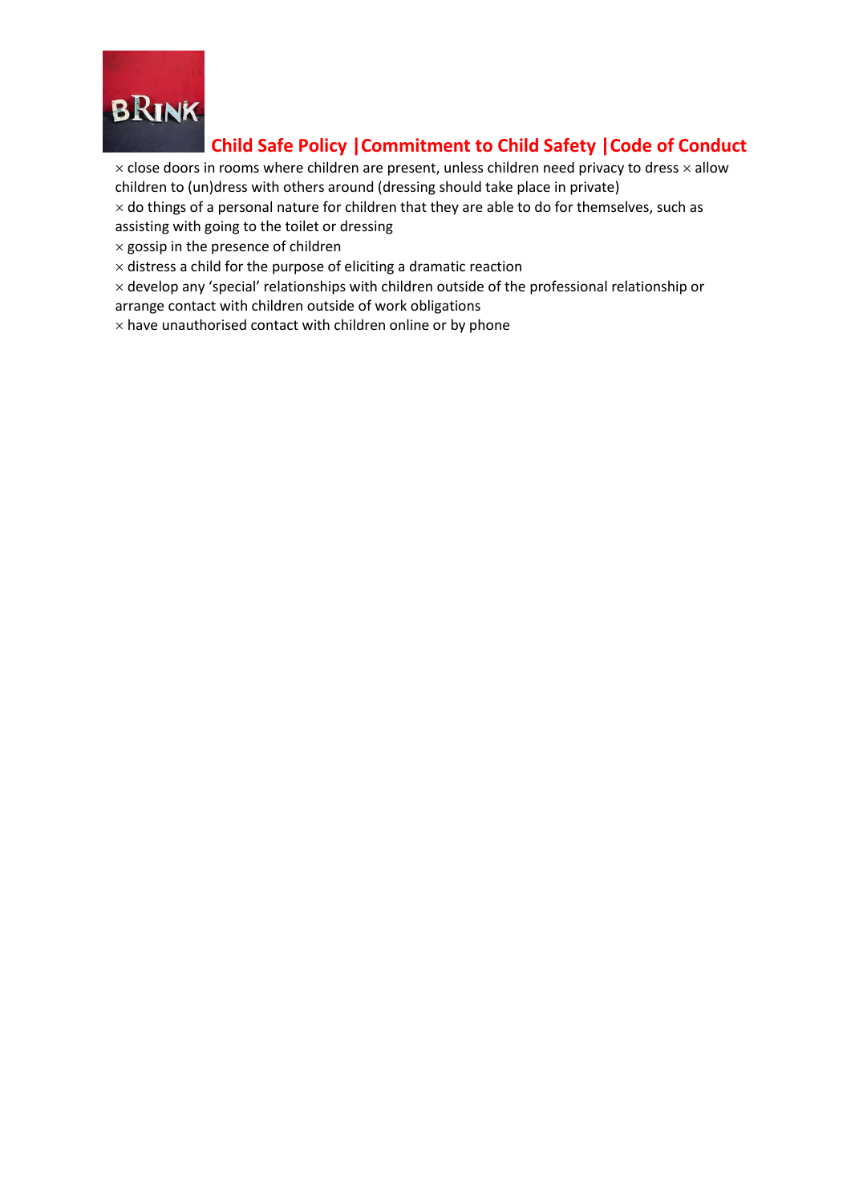# Child Safe Policy |Commitment to Child Safety |Code of Conduct

× close doors in rooms where children are present, unless children need privacy to dress × allow children to (un)dress with others around (dressing should take place in private)

× do things of a personal nature for children that they are able to do for themselves, such as assisting with going to the toilet or dressing

× gossip in the presence of children

× distress a child for the purpose of eliciting a dramatic reaction

× develop any 'special' relationships with children outside of the professional relationship or arrange contact with children outside of work obligations

× have unauthorised contact with children online or by phone